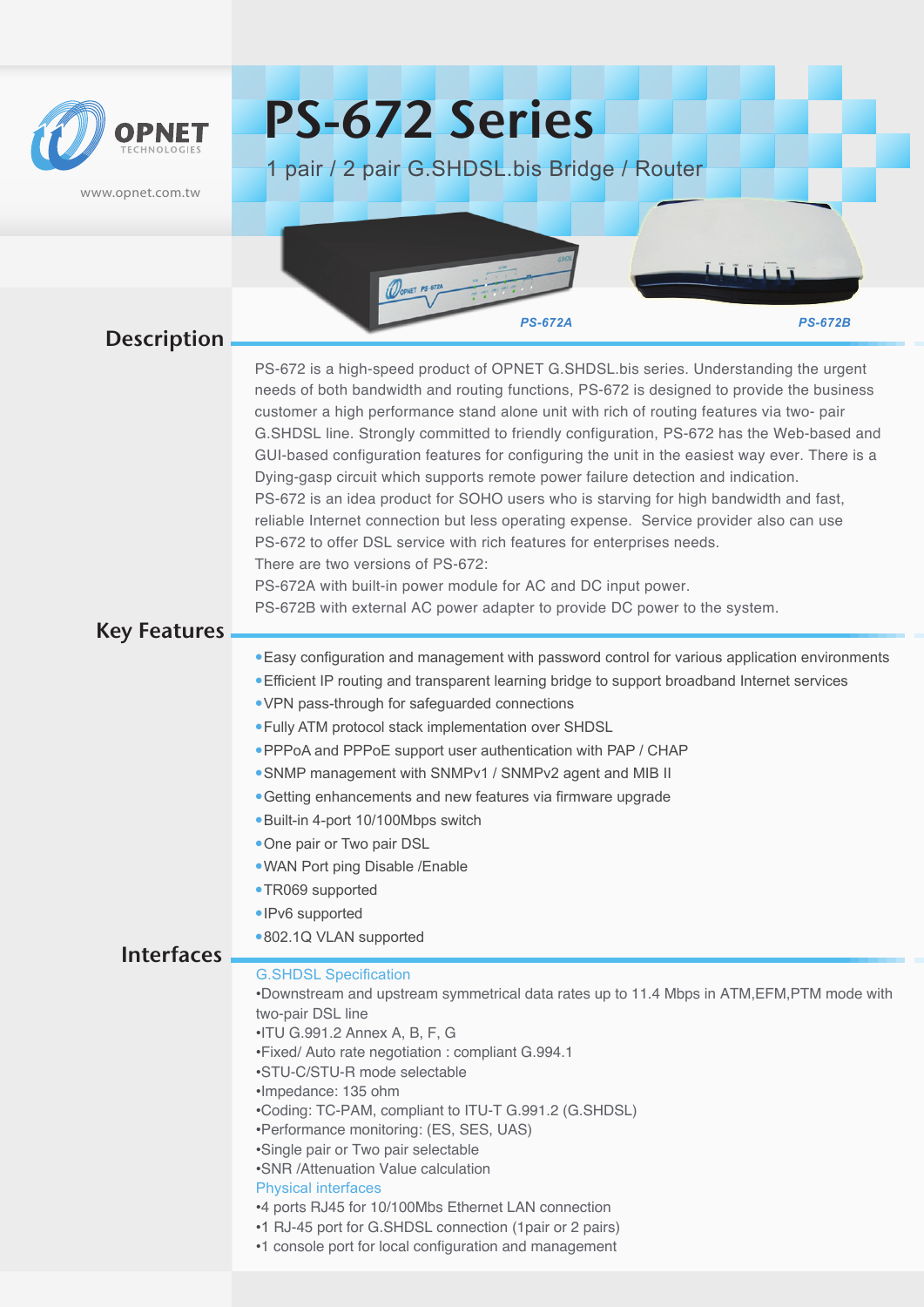OPNET TECHNOLOGIES

www.opnet.com.tw

# PS-672 Series

1 pair / 2 pair G.SHDSL.bis Bridge / Router

PS-672A

PS-672B

## Description

PS-672 is a high-speed product of OPNET G.SHDSL.bis series. Understanding the urgent needs of both bandwidth and routing functions, PS-672 is designed to provide the business customer a high performance stand alone unit with rich of routing features via two- pair G.SHDSL line. Strongly committed to friendly configuration, PS-672 has the Web-based and GUI-based configuration features for configuring the unit in the easiest way ever. There is a Dying-gasp circuit which supports remote power failure detection and indication.
PS-672 is an idea product for SOHO users who is starving for high bandwidth and fast, reliable Internet connection but less operating expense. Service provider also can use PS-672 to offer DSL service with rich features for enterprises needs.
There are two versions of PS-672:
PS-672A with built-in power module for AC and DC input power.
PS-672B with external AC power adapter to provide DC power to the system.

## Key Features

- Easy configuration and management with password control for various application environments
- Efficient IP routing and transparent learning bridge to support broadband Internet services
- VPN pass-through for safeguarded connections
- Fully ATM protocol stack implementation over SHDSL
- PPPoA and PPPoE support user authentication with PAP / CHAP
- SNMP management with SNMPv1 / SNMPv2 agent and MIB II
- Getting enhancements and new features via firmware upgrade
- Built-in 4-port 10/100Mbps switch
- One pair or Two pair DSL
- WAN Port ping Disable /Enable
- TR069 supported
- IPv6 supported
- 802.1Q VLAN supported

## Interfaces

### G.SHDSL Specification

- Downstream and upstream symmetrical data rates up to 11.4 Mbps in ATM,EFM,PTM mode with two-pair DSL line
- ITU G.991.2 Annex A, B, F, G
- Fixed/ Auto rate negotiation : compliant G.994.1
- STU-C/STU-R mode selectable
- Impedance: 135 ohm
- Coding: TC-PAM, compliant to ITU-T G.991.2 (G.SHDSL)
- Performance monitoring: (ES, SES, UAS)
- Single pair or Two pair selectable
- SNR /Attenuation Value calculation

### Physical interfaces

- 4 ports RJ45 for 10/100Mbs Ethernet LAN connection
- 1 RJ-45 port for G.SHDSL connection (1pair or 2 pairs)
- 1 console port for local configuration and management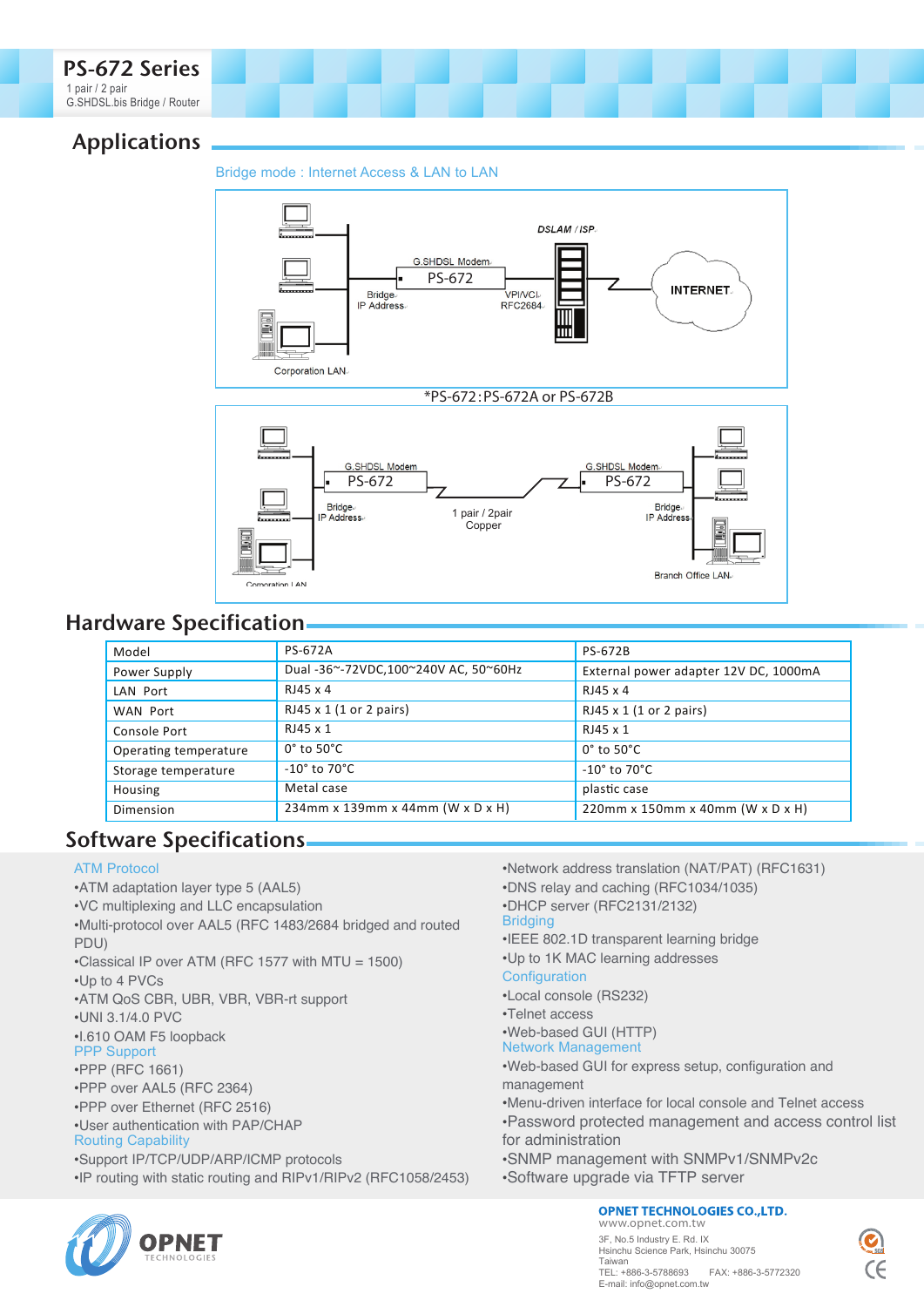**PS-672 Series**
1 pair / 2 pair
G.SHDSL.bis Bridge / Router

## Applications

Bridge mode : Internet Access & LAN to LAN

DSLAM / ISP
G.SHDSL Modem
PS-672
Bridge
IP Address
VPI/VCI
RFC2684
INTERNET
Corporation LAN

*PS-672:PS-672A or PS-672B

G.SHDSL Modem
PS-672
Bridge
IP Address
1 pair / 2pair
Copper
G.SHDSL Modem
PS-672
Bridge
IP Address
Corporation LAN
Branch Office LAN

## Hardware Specification

| | | |
|---|---|---|
| Model | PS-672A | PS-672B |
| Power Supply | Dual -36~-72VDC,100~240V AC, 50~60Hz | External power adapter 12V DC, 1000mA |
| LAN Port | RJ45 x 4 | RJ45 x 4 |
| WAN Port | RJ45 x 1 (1 or 2 pairs) | RJ45 x 1 (1 or 2 pairs) |
| Console Port | RJ45 x 1 | RJ45 x 1 |
| Operating temperature | 0° to 50°C | 0° to 50°C |
| Storage temperature | -10° to 70°C | -10° to 70°C |
| Housing | Metal case | plastic case |
| Dimension | 234mm x 139mm x 44mm (W x D x H) | 220mm x 150mm x 40mm (W x D x H) |

## Software Specifications

**ATM Protocol**
- ATM adaptation layer type 5 (AAL5)
- VC multiplexing and LLC encapsulation
- Multi-protocol over AAL5 (RFC 1483/2684 bridged and routed PDU)
- Classical IP over ATM (RFC 1577 with MTU = 1500)
- Up to 4 PVCs
- ATM QoS CBR, UBR, VBR, VBR-rt support
- UNI 3.1/4.0 PVC
- I.610 OAM F5 loopback

**PPP Support**
- PPP (RFC 1661)
- PPP over AAL5 (RFC 2364)
- PPP over Ethernet (RFC 2516)
- User authentication with PAP/CHAP

**Routing Capability**
- Support IP/TCP/UDP/ARP/ICMP protocols
- IP routing with static routing and RIPv1/RIPv2 (RFC1058/2453)
- Network address translation (NAT/PAT) (RFC1631)
- DNS relay and caching (RFC1034/1035)
- DHCP server (RFC2131/2132)

**Bridging**
- IEEE 802.1D transparent learning bridge
- Up to 1K MAC learning addresses

**Configuration**
- Local console (RS232)
- Telnet access
- Web-based GUI (HTTP)

**Network Management**
- Web-based GUI for express setup, configuration and management
- Menu-driven interface for local console and Telnet access
- Password protected management and access control list for administration
- SNMP management with SNMPv1/SNMPv2c
- Software upgrade via TFTP server

OPNET TECHNOLOGIES

**OPNET TECHNOLOGIES CO.,LTD.**
www.opnet.com.tw
3F, No.5 Industry E. Rd. IX
Hsinchu Science Park, Hsinchu 30075
Taiwan
TEL: +886-3-5788693 FAX: +886-3-5772320
E-mail: info@opnet.com.tw